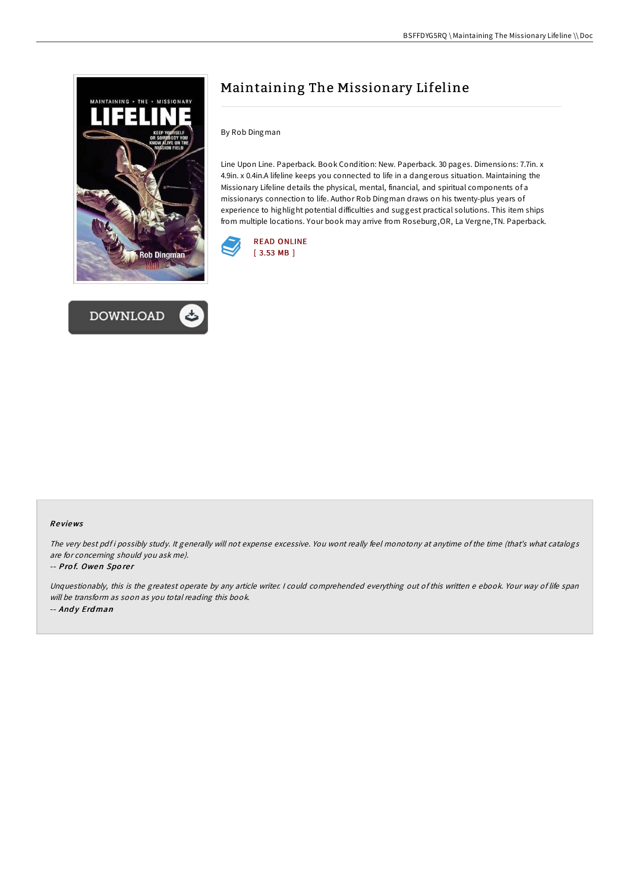# Maintaining The Missionary Lifeline

By Rob Dingman

Line Upon Line. Paperback. Book Condition: New. Paperback. 30 pages. Dimensions: 7.7in. x 4.9in. x 0.4in.A lifeline keeps you connected to life in a dangerous situation. Maintaining the Missionary Lifeline details the physical, mental, financial, and spiritual components of a missionarys connection to life. Author Rob Dingman draws on his twenty-plus years of experience to highlight potential difficulties and suggest practical solutions. This item ships from multiple locations. Your book may arrive from Roseburg,OR, La Vergne,TN. Paperback.

READ ONLINE
[ 3.53 MB ]

DOWNLOAD

## Reviews

*The very best pdf i possibly study. It generally will not expense excessive. You wont really feel monotony at anytime of the time (that's what catalogs are for concerning should you ask me).*

-- ***Prof. Owen Sporer***

*Unquestionably, this is the greatest operate by any article writer. I could comprehended everything out of this written e ebook. Your way of life span will be transform as soon as you total reading this book.*

-- ***Andy Erdman***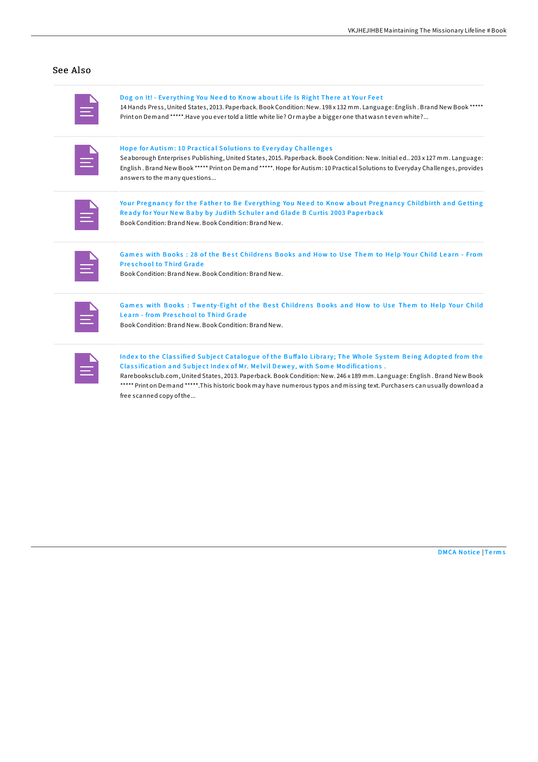## See Also

**Dog on It! - Everything You Need to Know about Life Is Right There at Your Feet**

14 Hands Press, United States, 2013. Paperback. Book Condition: New. 198 x 132 mm. Language: English . Brand New Book ***** Print on Demand *****.Have you ever told a little white lie? Or maybe a bigger one that wasn t even white?...

**Hope for Autism: 10 Practical Solutions to Everyday Challenges**

Seaborough Enterprises Publishing, United States, 2015. Paperback. Book Condition: New. Initial ed.. 203 x 127 mm. Language: English . Brand New Book ***** Print on Demand *****. Hope for Autism: 10 Practical Solutions to Everyday Challenges, provides answers to the many questions...

**Your Pregnancy for the Father to Be Everything You Need to Know about Pregnancy Childbirth and Getting Ready for Your New Baby by Judith Schuler and Glade B Curtis 2003 Paperback**

Book Condition: Brand New. Book Condition: Brand New.

**Games with Books : 28 of the Best Childrens Books and How to Use Them to Help Your Child Learn - From Preschool to Third Grade**

Book Condition: Brand New. Book Condition: Brand New.

**Games with Books : Twenty-Eight of the Best Childrens Books and How to Use Them to Help Your Child Learn - from Preschool to Third Grade**

Book Condition: Brand New. Book Condition: Brand New.

**Index to the Classified Subject Catalogue of the Buffalo Library; The Whole System Being Adopted from the Classification and Subject Index of Mr. Melvil Dewey, with Some Modifications .**

Rarebooksclub.com, United States, 2013. Paperback. Book Condition: New. 246 x 189 mm. Language: English . Brand New Book ***** Print on Demand *****.This historic book may have numerous typos and missing text. Purchasers can usually download a free scanned copy of the...